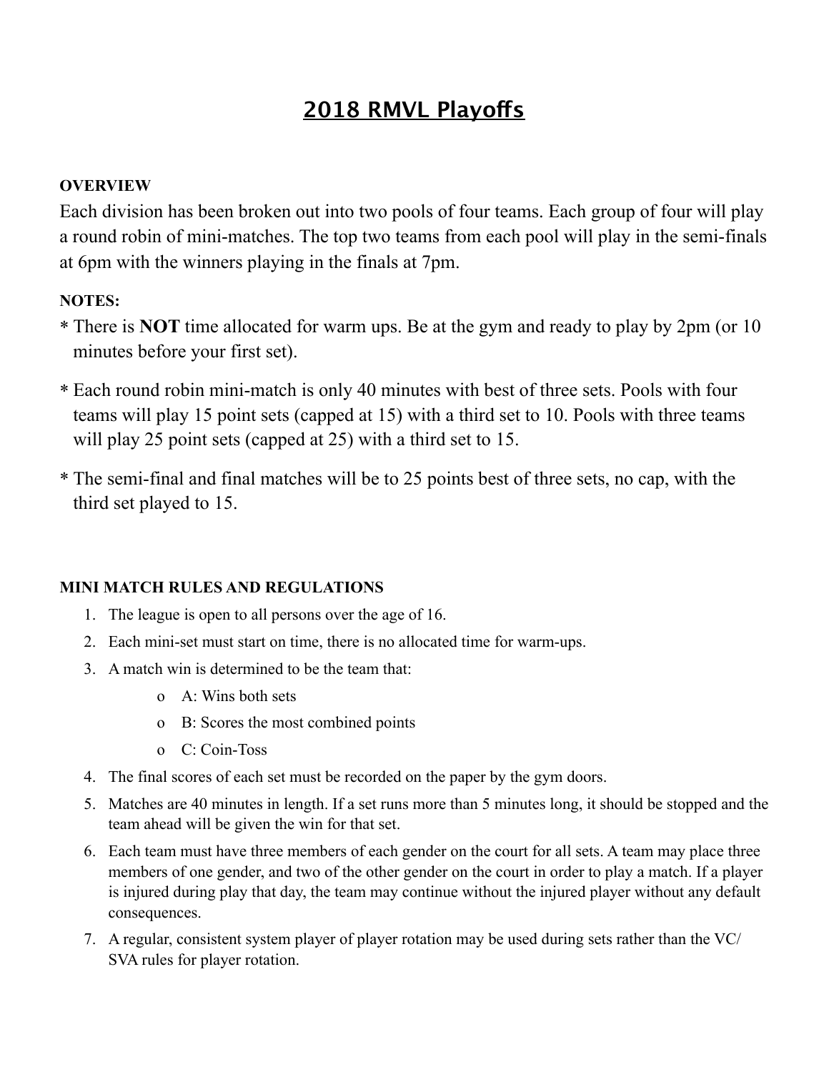# 2018 RMVL Playoffs

**OVERVIEW**

Each division has been broken out into two pools of four teams. Each group of four will play a round robin of mini-matches. The top two teams from each pool will play in the semi-finals at 6pm with the winners playing in the finals at 7pm.

**NOTES:**

* There is **NOT** time allocated for warm ups. Be at the gym and ready to play by 2pm (or 10 minutes before your first set).
* Each round robin mini-match is only 40 minutes with best of three sets. Pools with four teams will play 15 point sets (capped at 15) with a third set to 10. Pools with three teams will play 25 point sets (capped at 25) with a third set to 15.
* The semi-final and final matches will be to 25 points best of three sets, no cap, with the third set played to 15.

**MINI MATCH RULES AND REGULATIONS**

1. The league is open to all persons over the age of 16.
2. Each mini-set must start on time, there is no allocated time for warm-ups.
3. A match win is determined to be the team that:
   - A: Wins both sets
   - B: Scores the most combined points
   - C: Coin-Toss
4. The final scores of each set must be recorded on the paper by the gym doors.
5. Matches are 40 minutes in length. If a set runs more than 5 minutes long, it should be stopped and the team ahead will be given the win for that set.
6. Each team must have three members of each gender on the court for all sets. A team may place three members of one gender, and two of the other gender on the court in order to play a match. If a player is injured during play that day, the team may continue without the injured player without any default consequences.
7. A regular, consistent system player of player rotation may be used during sets rather than the VC/SVA rules for player rotation.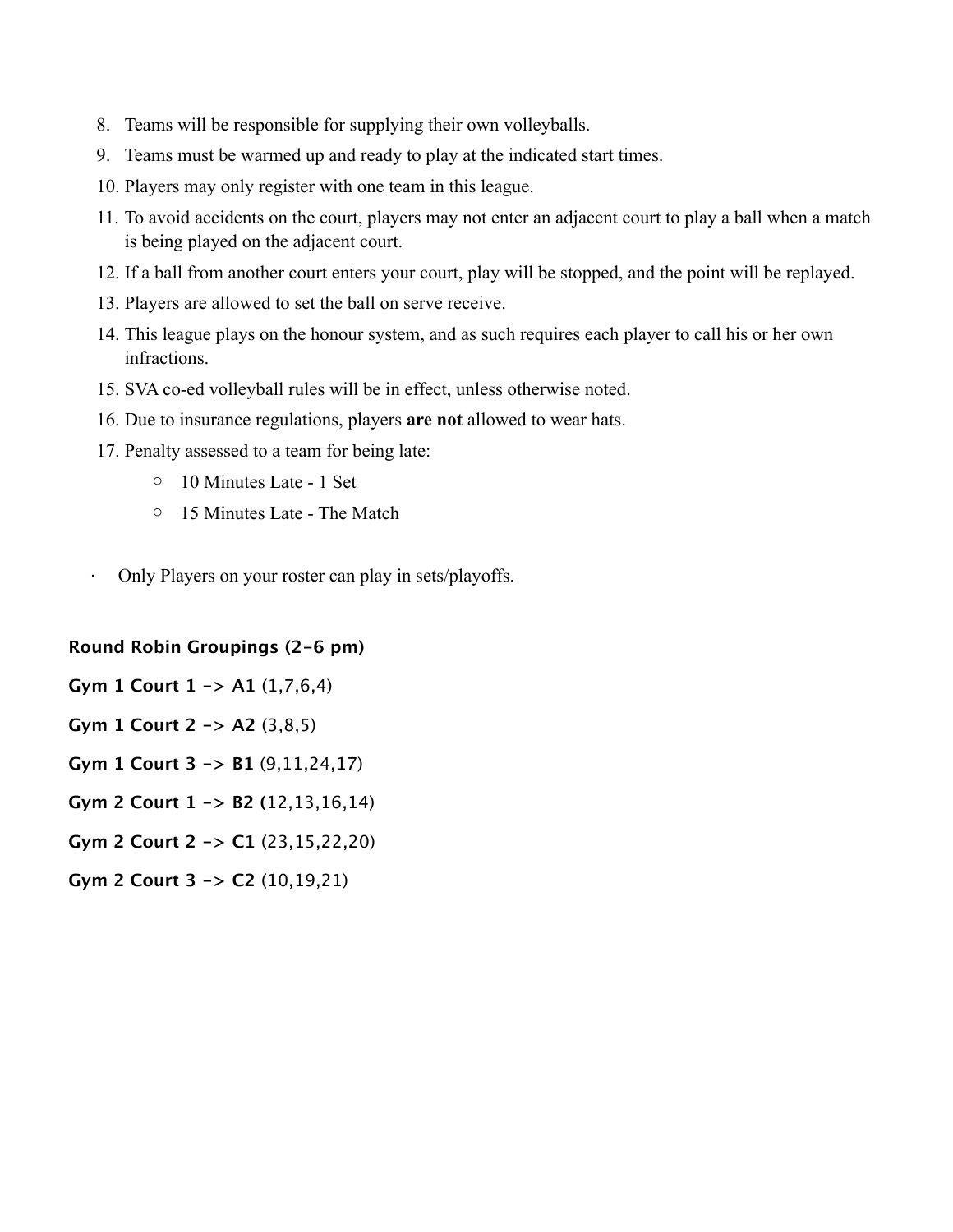8. Teams will be responsible for supplying their own volleyballs.
9. Teams must be warmed up and ready to play at the indicated start times.
10. Players may only register with one team in this league.
11. To avoid accidents on the court, players may not enter an adjacent court to play a ball when a match is being played on the adjacent court.
12. If a ball from another court enters your court, play will be stopped, and the point will be replayed.
13. Players are allowed to set the ball on serve receive.
14. This league plays on the honour system, and as such requires each player to call his or her own infractions.
15. SVA co-ed volleyball rules will be in effect, unless otherwise noted.
16. Due to insurance regulations, players **are not** allowed to wear hats.
17. Penalty assessed to a team for being late:
    - 10 Minutes Late - 1 Set
    - 15 Minutes Late - The Match

- Only Players on your roster can play in sets/playoffs.

**Round Robin Groupings (2-6 pm)**

**Gym 1 Court 1 -> A1** (1,7,6,4)

**Gym 1 Court 2 -> A2** (3,8,5)

**Gym 1 Court 3 -> B1** (9,11,24,17)

**Gym 2 Court 1 -> B2 (**12,13,16,14)

**Gym 2 Court 2 -> C1** (23,15,22,20)

**Gym 2 Court 3 -> C2** (10,19,21)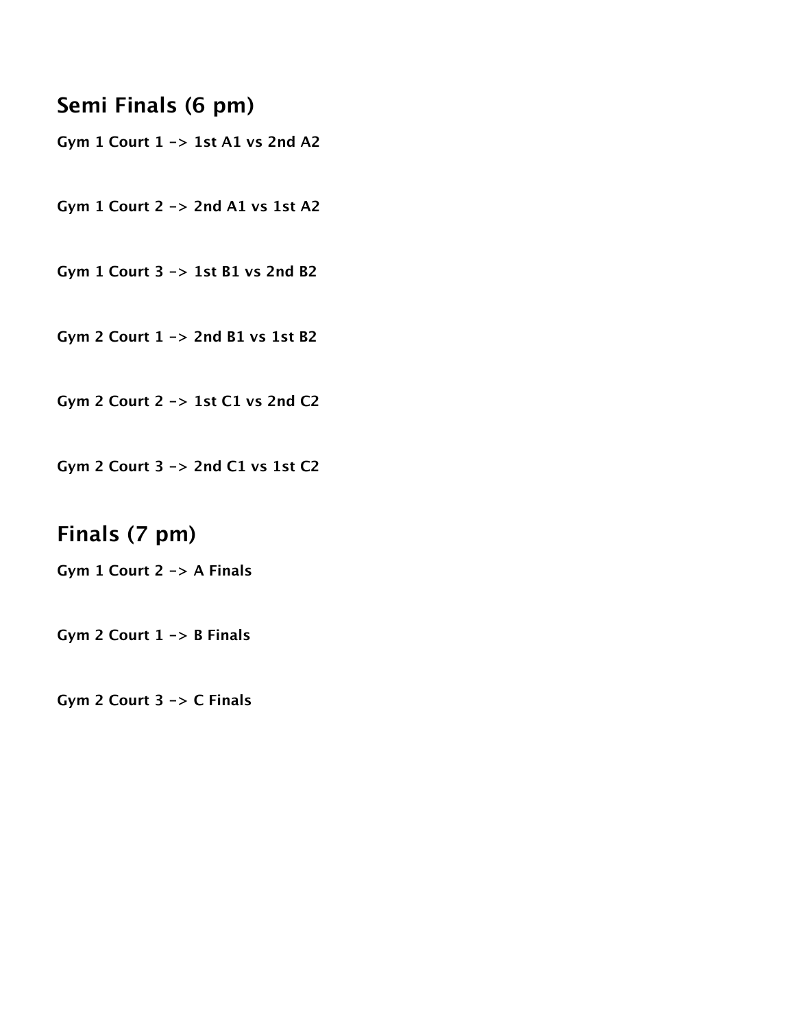## Semi Finals (6 pm)

**Gym 1 Court 1 -> 1st A1 vs 2nd A2**

**Gym 1 Court 2 -> 2nd A1 vs 1st A2**

**Gym 1 Court 3 -> 1st B1 vs 2nd B2**

**Gym 2 Court 1 -> 2nd B1 vs 1st B2**

**Gym 2 Court 2 -> 1st C1 vs 2nd C2**

**Gym 2 Court 3 -> 2nd C1 vs 1st C2**

## Finals (7 pm)

**Gym 1 Court 2 -> A Finals**

**Gym 2 Court 1 -> B Finals**

**Gym 2 Court 3 -> C Finals**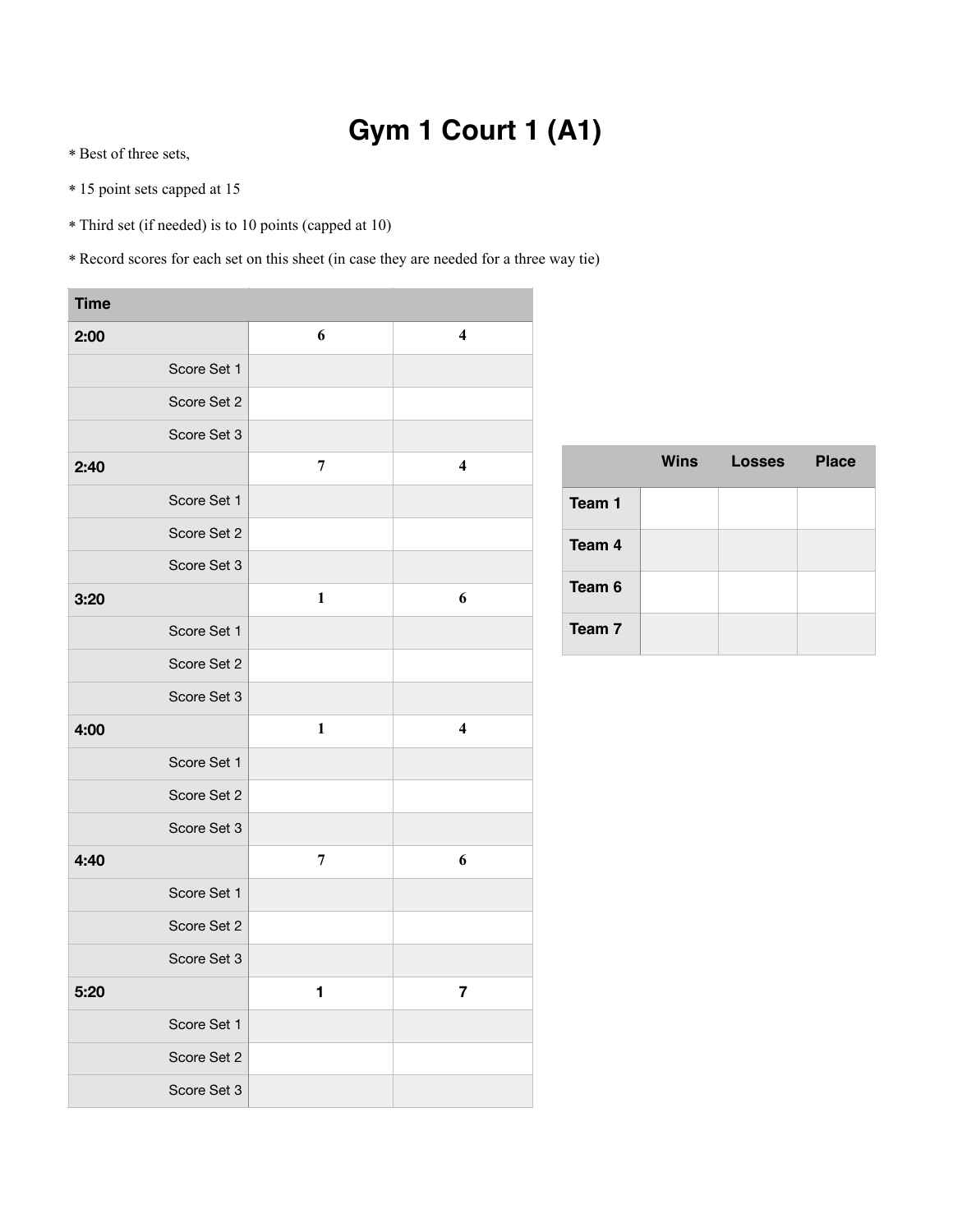# Gym 1 Court 1 (A1)

* Best of three sets,

* 15 point sets capped at 15

* Third set (if needed) is to 10 points (capped at 10)

* Record scores for each set on this sheet (in case they are needed for a three way tie)

| Time | | |
|---|---|---|
| **2:00** | 6 | 4 |
| Score Set 1 | | |
| Score Set 2 | | |
| Score Set 3 | | |
| **2:40** | 7 | 4 |
| Score Set 1 | | |
| Score Set 2 | | |
| Score Set 3 | | |
| **3:20** | 1 | 6 |
| Score Set 1 | | |
| Score Set 2 | | |
| Score Set 3 | | |
| **4:00** | 1 | 4 |
| Score Set 1 | | |
| Score Set 2 | | |
| Score Set 3 | | |
| **4:40** | 7 | 6 |
| Score Set 1 | | |
| Score Set 2 | | |
| Score Set 3 | | |
| **5:20** | 1 | 7 |
| Score Set 1 | | |
| Score Set 2 | | |
| Score Set 3 | | |

| | Wins | Losses | Place |
|---|---|---|---|
| **Team 1** | | | |
| **Team 4** | | | |
| **Team 6** | | | |
| **Team 7** | | | |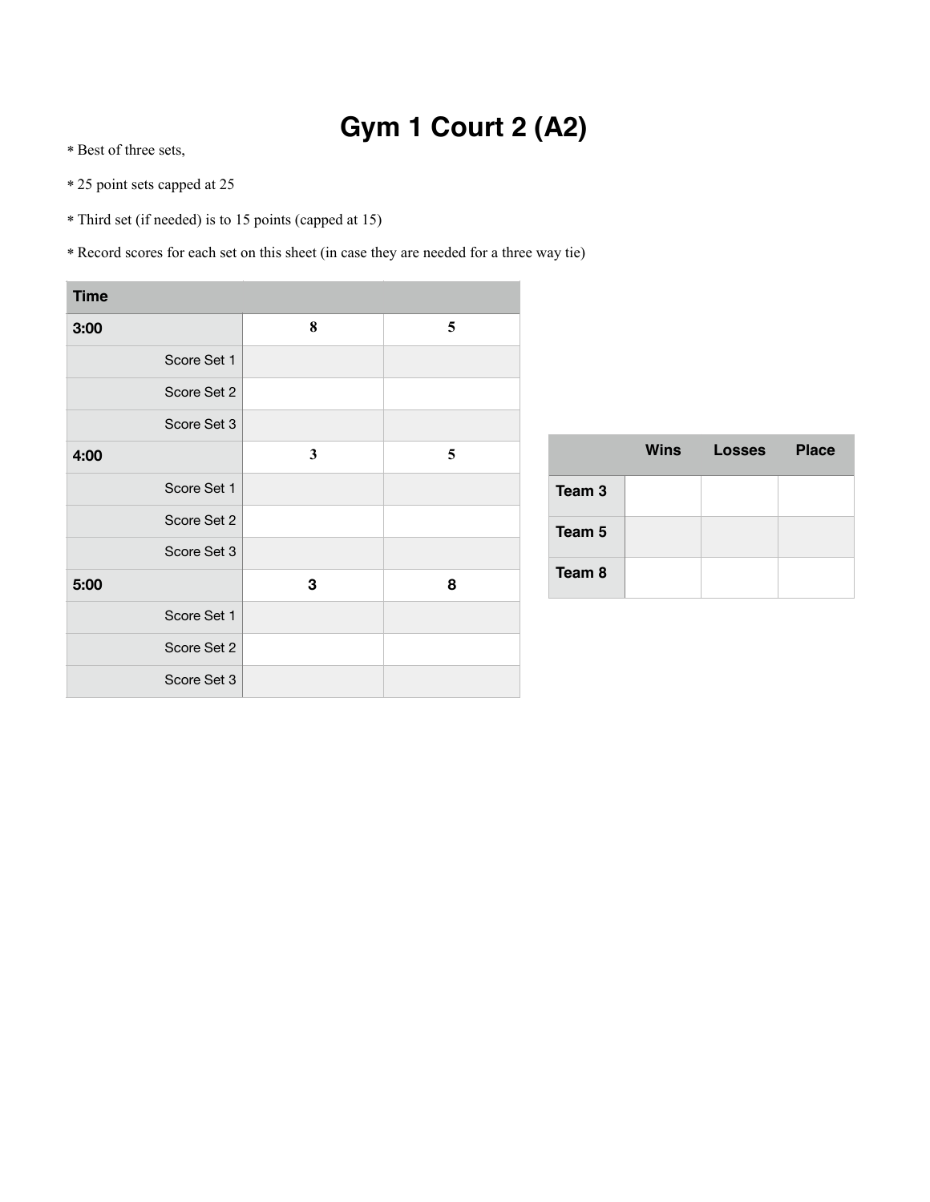# Gym 1 Court 2 (A2)

* Best of three sets,

* 25 point sets capped at 25

* Third set (if needed) is to 15 points (capped at 15)

* Record scores for each set on this sheet (in case they are needed for a three way tie)

| Time | | |
|---|---|---|
| **3:00** | **8** | **5** |
| Score Set 1 | | |
| Score Set 2 | | |
| Score Set 3 | | |
| **4:00** | **3** | **5** |
| Score Set 1 | | |
| Score Set 2 | | |
| Score Set 3 | | |
| **5:00** | **3** | **8** |
| Score Set 1 | | |
| Score Set 2 | | |
| Score Set 3 | | |

| | Wins | Losses | Place |
|---|---|---|---|
| **Team 3** | | | |
| **Team 5** | | | |
| **Team 8** | | | |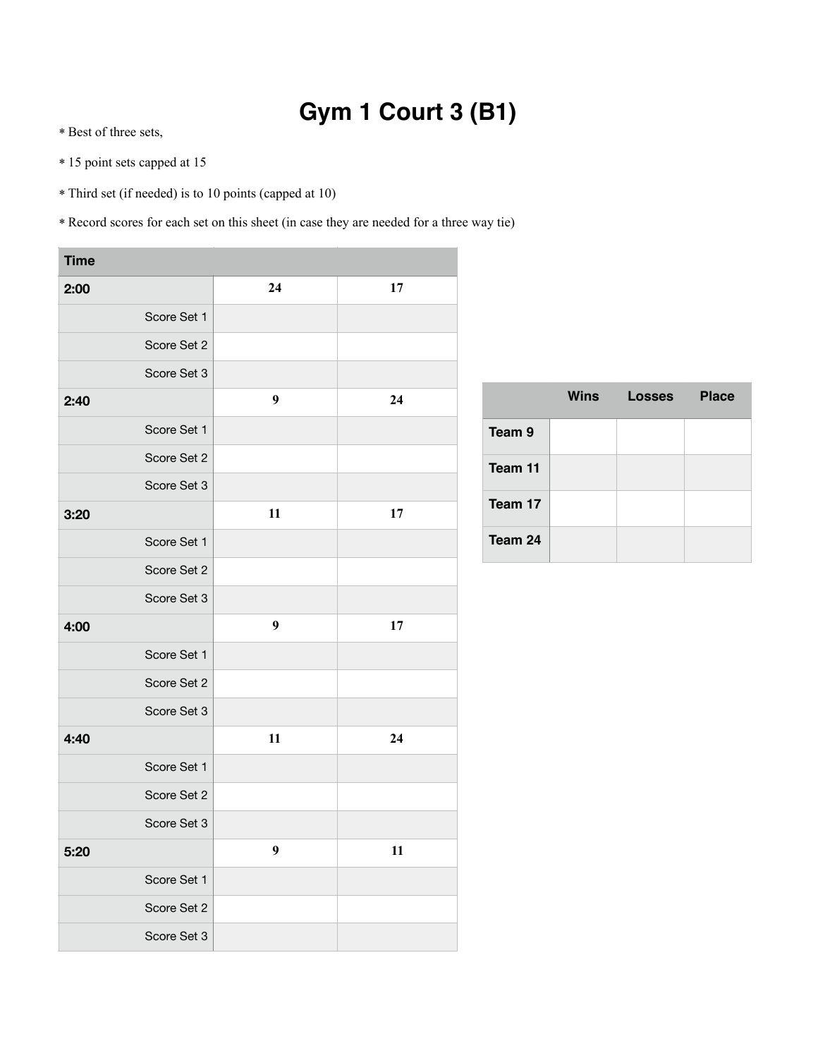# Gym 1 Court 3 (B1)

* Best of three sets,
* 15 point sets capped at 15
* Third set (if needed) is to 10 points (capped at 10)
* Record scores for each set on this sheet (in case they are needed for a three way tie)

| Time | | |
|---|---|---|
| **2:00** | **24** | **17** |
| Score Set 1 | | |
| Score Set 2 | | |
| Score Set 3 | | |
| **2:40** | **9** | **24** |
| Score Set 1 | | |
| Score Set 2 | | |
| Score Set 3 | | |
| **3:20** | **11** | **17** |
| Score Set 1 | | |
| Score Set 2 | | |
| Score Set 3 | | |
| **4:00** | **9** | **17** |
| Score Set 1 | | |
| Score Set 2 | | |
| Score Set 3 | | |
| **4:40** | **11** | **24** |
| Score Set 1 | | |
| Score Set 2 | | |
| Score Set 3 | | |
| **5:20** | **9** | **11** |
| Score Set 1 | | |
| Score Set 2 | | |
| Score Set 3 | | |

| | Wins | Losses | Place |
|---|---|---|---|
| **Team 9** | | | |
| **Team 11** | | | |
| **Team 17** | | | |
| **Team 24** | | | |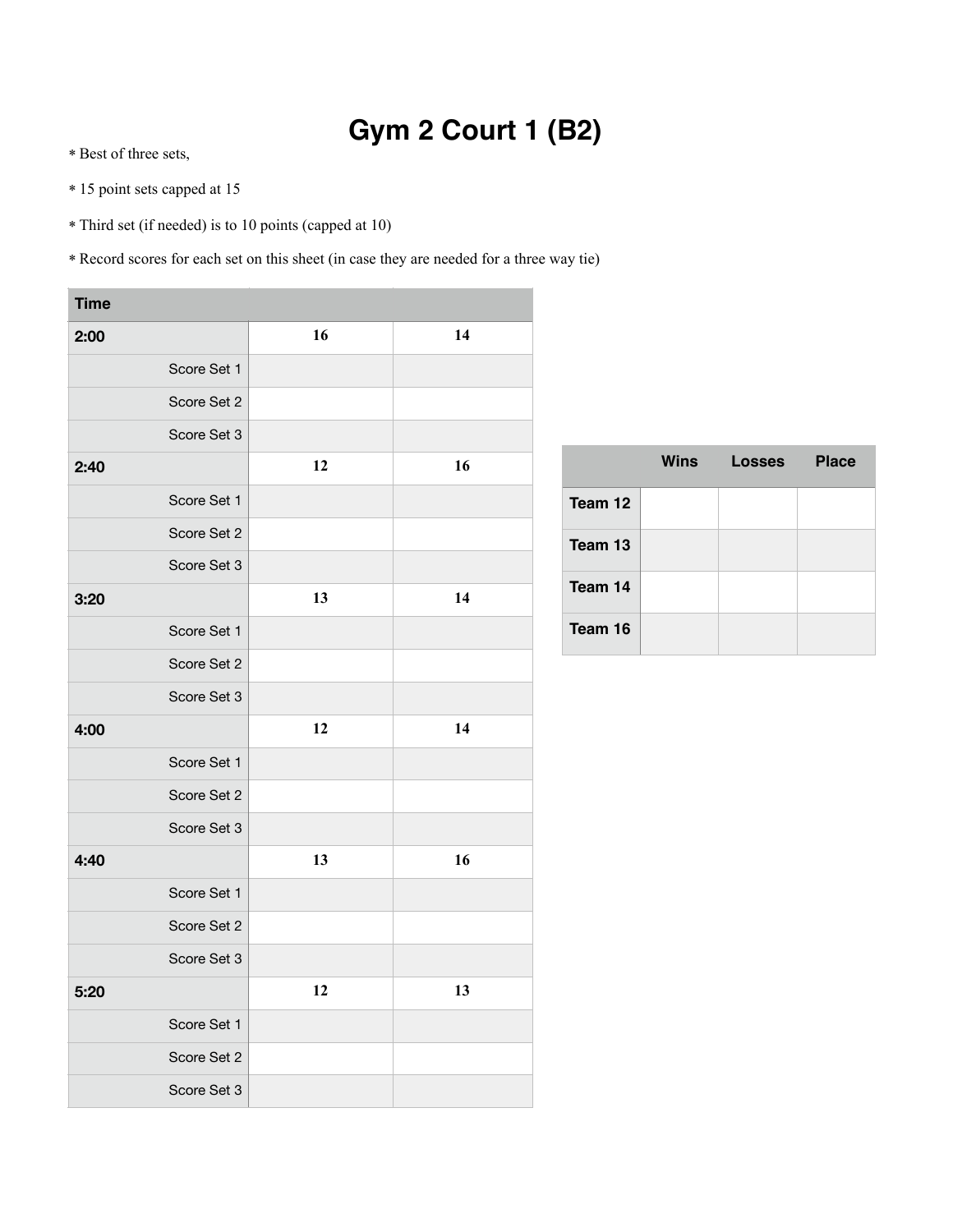# Gym 2 Court 1 (B2)

* Best of three sets,
* 15 point sets capped at 15
* Third set (if needed) is to 10 points (capped at 10)
* Record scores for each set on this sheet (in case they are needed for a three way tie)

| Time | | |
|---|---|---|
| **2:00** | **16** | **14** |
| Score Set 1 | | |
| Score Set 2 | | |
| Score Set 3 | | |
| **2:40** | **12** | **16** |
| Score Set 1 | | |
| Score Set 2 | | |
| Score Set 3 | | |
| **3:20** | **13** | **14** |
| Score Set 1 | | |
| Score Set 2 | | |
| Score Set 3 | | |
| **4:00** | **12** | **14** |
| Score Set 1 | | |
| Score Set 2 | | |
| Score Set 3 | | |
| **4:40** | **13** | **16** |
| Score Set 1 | | |
| Score Set 2 | | |
| Score Set 3 | | |
| **5:20** | **12** | **13** |
| Score Set 1 | | |
| Score Set 2 | | |
| Score Set 3 | | |

| | Wins | Losses | Place |
|---|---|---|---|
| **Team 12** | | | |
| **Team 13** | | | |
| **Team 14** | | | |
| **Team 16** | | | |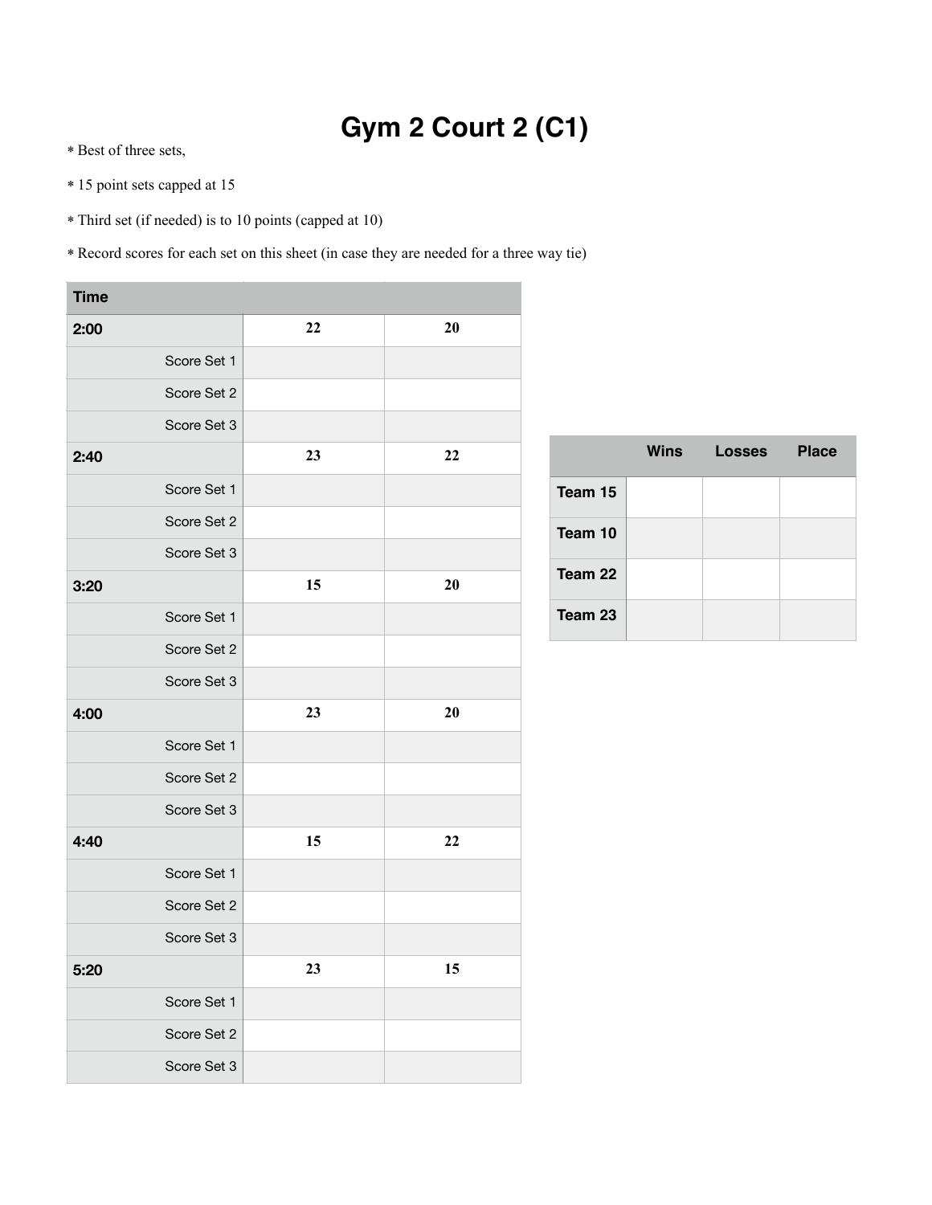# Gym 2 Court 2 (C1)

- Best of three sets,
- 15 point sets capped at 15
- Third set (if needed) is to 10 points (capped at 10)
- Record scores for each set on this sheet (in case they are needed for a three way tie)

| Time | | |
|---|---|---|
| **2:00** | 22 | 20 |
| Score Set 1 | | |
| Score Set 2 | | |
| Score Set 3 | | |
| **2:40** | 23 | 22 |
| Score Set 1 | | |
| Score Set 2 | | |
| Score Set 3 | | |
| **3:20** | 15 | 20 |
| Score Set 1 | | |
| Score Set 2 | | |
| Score Set 3 | | |
| **4:00** | 23 | 20 |
| Score Set 1 | | |
| Score Set 2 | | |
| Score Set 3 | | |
| **4:40** | 15 | 22 |
| Score Set 1 | | |
| Score Set 2 | | |
| Score Set 3 | | |
| **5:20** | 23 | 15 |
| Score Set 1 | | |
| Score Set 2 | | |
| Score Set 3 | | |

| | Wins | Losses | Place |
|---|---|---|---|
| **Team 15** | | | |
| **Team 10** | | | |
| **Team 22** | | | |
| **Team 23** | | | |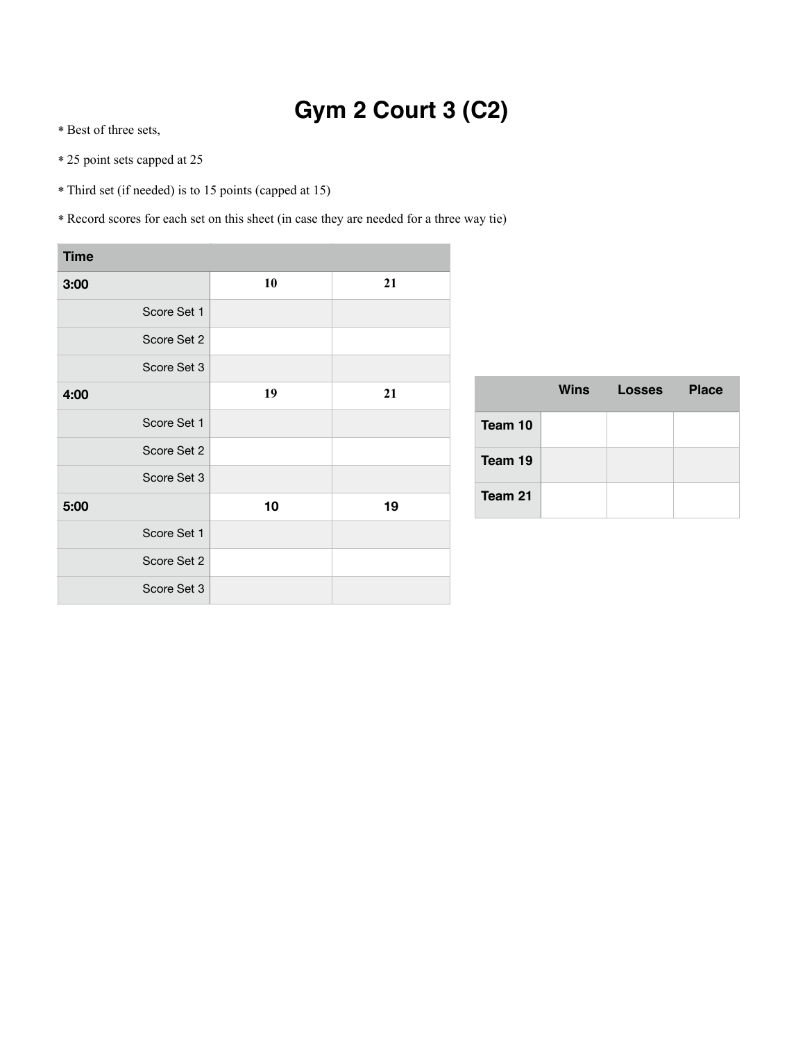# Gym 2 Court 3 (C2)

* Best of three sets,
* 25 point sets capped at 25
* Third set (if needed) is to 15 points (capped at 15)
* Record scores for each set on this sheet (in case they are needed for a three way tie)

| Time | | |
|---|---|---|
| **3:00** | **10** | **21** |
| Score Set 1 | | |
| Score Set 2 | | |
| Score Set 3 | | |
| **4:00** | **19** | **21** |
| Score Set 1 | | |
| Score Set 2 | | |
| Score Set 3 | | |
| **5:00** | **10** | **19** |
| Score Set 1 | | |
| Score Set 2 | | |
| Score Set 3 | | |

| | Wins | Losses | Place |
|---|---|---|---|
| **Team 10** | | | |
| **Team 19** | | | |
| **Team 21** | | | |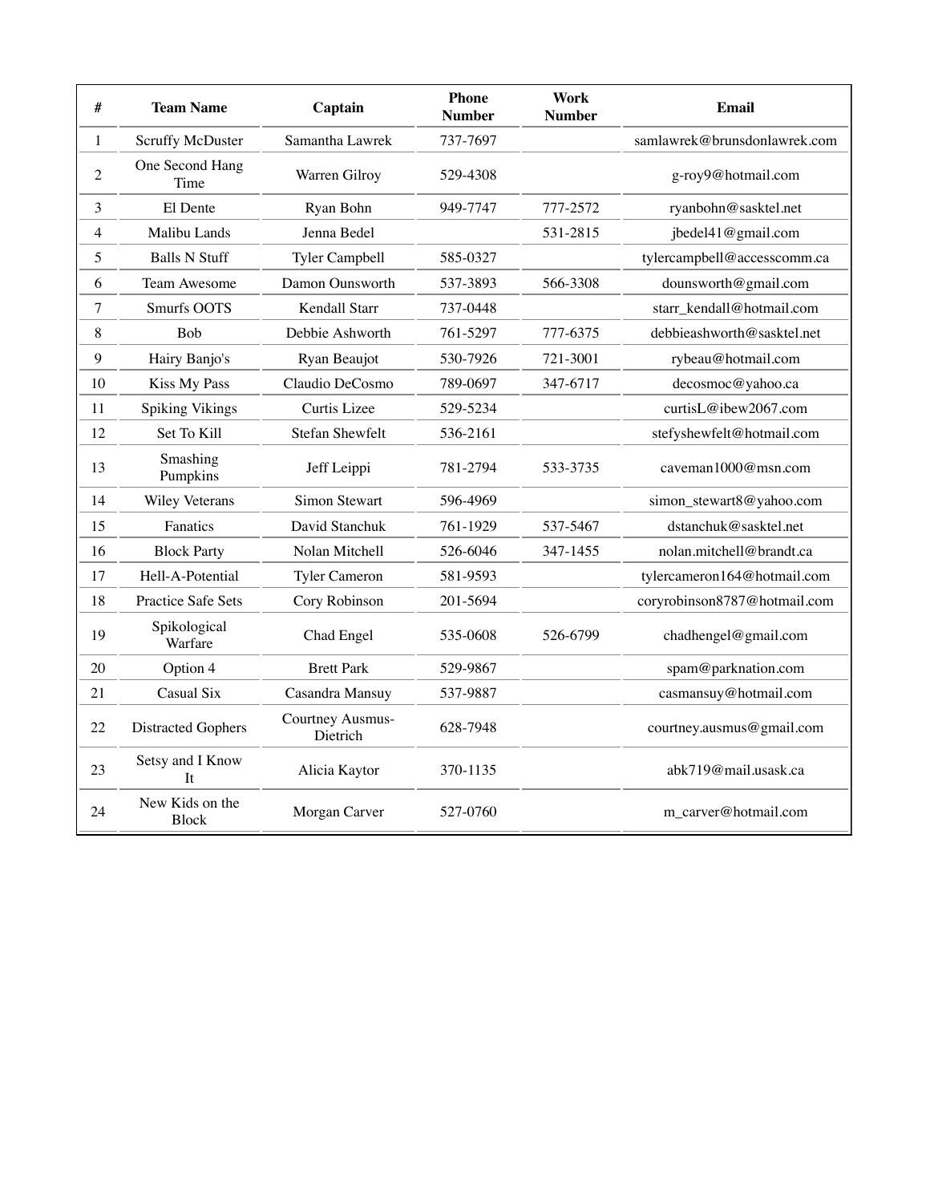| # | Team Name | Captain | Phone Number | Work Number | Email |
|---|---|---|---|---|---|
| 1 | Scruffy McDuster | Samantha Lawrek | 737-7697 | | samlawrek@brunsdonlawrek.com |
| 2 | One Second Hang Time | Warren Gilroy | 529-4308 | | g-roy9@hotmail.com |
| 3 | El Dente | Ryan Bohn | 949-7747 | 777-2572 | ryanbohn@sasktel.net |
| 4 | Malibu Lands | Jenna Bedel | | 531-2815 | jbedel41@gmail.com |
| 5 | Balls N Stuff | Tyler Campbell | 585-0327 | | tylercampbell@accesscomm.ca |
| 6 | Team Awesome | Damon Ounsworth | 537-3893 | 566-3308 | dounsworth@gmail.com |
| 7 | Smurfs OOTS | Kendall Starr | 737-0448 | | starr_kendall@hotmail.com |
| 8 | Bob | Debbie Ashworth | 761-5297 | 777-6375 | debbieashworth@sasktel.net |
| 9 | Hairy Banjo's | Ryan Beaujot | 530-7926 | 721-3001 | rybeau@hotmail.com |
| 10 | Kiss My Pass | Claudio DeCosmo | 789-0697 | 347-6717 | decosmoc@yahoo.ca |
| 11 | Spiking Vikings | Curtis Lizee | 529-5234 | | curtisL@ibew2067.com |
| 12 | Set To Kill | Stefan Shewfelt | 536-2161 | | stefyshewfelt@hotmail.com |
| 13 | Smashing Pumpkins | Jeff Leippi | 781-2794 | 533-3735 | caveman1000@msn.com |
| 14 | Wiley Veterans | Simon Stewart | 596-4969 | | simon_stewart8@yahoo.com |
| 15 | Fanatics | David Stanchuk | 761-1929 | 537-5467 | dstanchuk@sasktel.net |
| 16 | Block Party | Nolan Mitchell | 526-6046 | 347-1455 | nolan.mitchell@brandt.ca |
| 17 | Hell-A-Potential | Tyler Cameron | 581-9593 | | tylercameron164@hotmail.com |
| 18 | Practice Safe Sets | Cory Robinson | 201-5694 | | coryrobinson8787@hotmail.com |
| 19 | Spikological Warfare | Chad Engel | 535-0608 | 526-6799 | chadhengel@gmail.com |
| 20 | Option 4 | Brett Park | 529-9867 | | spam@parknation.com |
| 21 | Casual Six | Casandra Mansuy | 537-9887 | | casmansuy@hotmail.com |
| 22 | Distracted Gophers | Courtney Ausmus-Dietrich | 628-7948 | | courtney.ausmus@gmail.com |
| 23 | Setsy and I Know It | Alicia Kaytor | 370-1135 | | abk719@mail.usask.ca |
| 24 | New Kids on the Block | Morgan Carver | 527-0760 | | m_carver@hotmail.com |